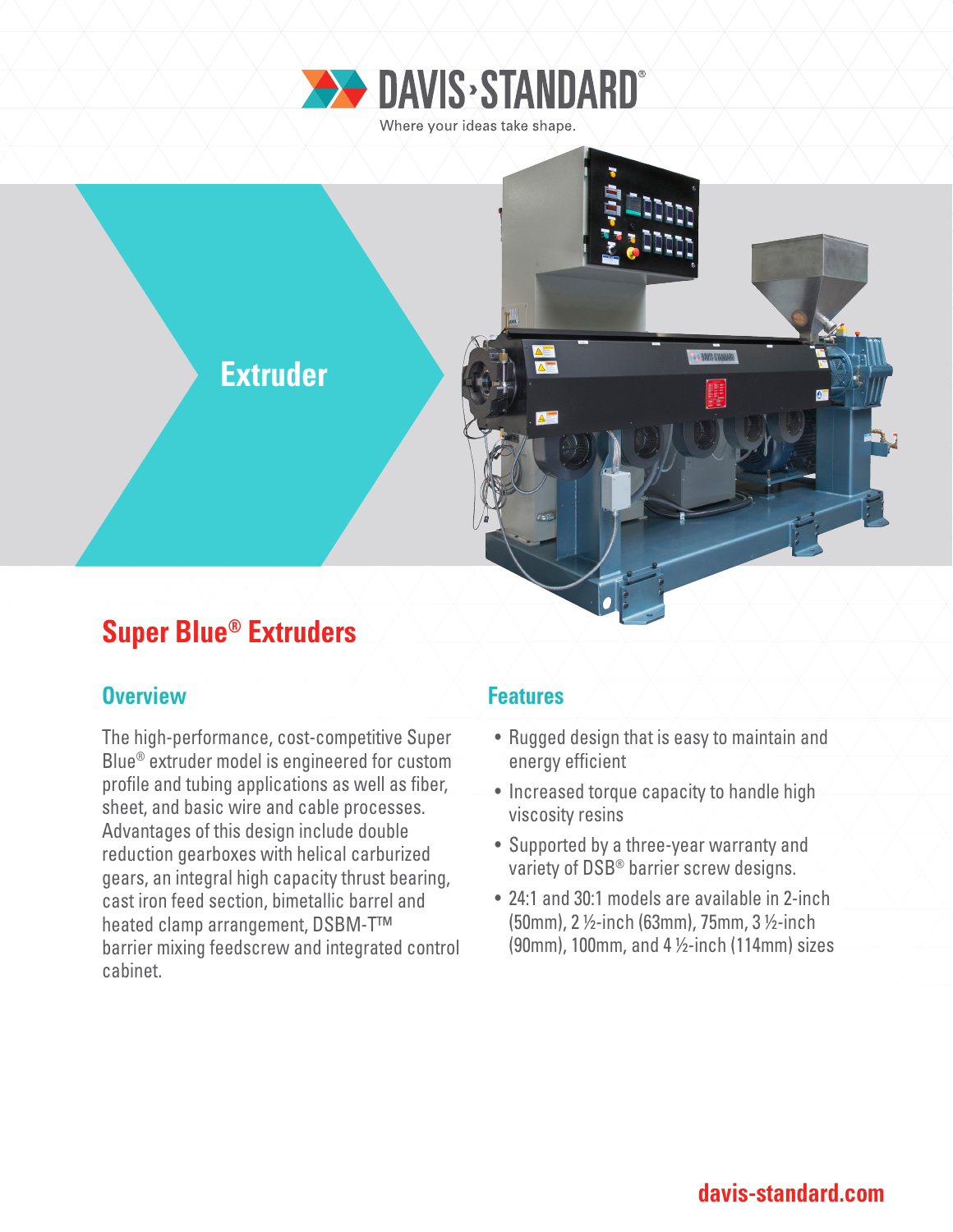DAVIS-STANDARD®

Where your ideas take shape.

Extruder

# Super Blue® Extruders

## Overview

The high-performance, cost-competitive Super Blue® extruder model is engineered for custom profile and tubing applications as well as fiber, sheet, and basic wire and cable processes. Advantages of this design include double reduction gearboxes with helical carburized gears, an integral high capacity thrust bearing, cast iron feed section, bimetallic barrel and heated clamp arrangement, DSBM-T™ barrier mixing feedscrew and integrated control cabinet.

## Features

- Rugged design that is easy to maintain and energy efficient
- Increased torque capacity to handle high viscosity resins
- Supported by a three-year warranty and variety of DSB® barrier screw designs.
- 24:1 and 30:1 models are available in 2-inch (50mm), 2 ½-inch (63mm), 75mm, 3 ½-inch (90mm), 100mm, and 4 ½-inch (114mm) sizes

davis-standard.com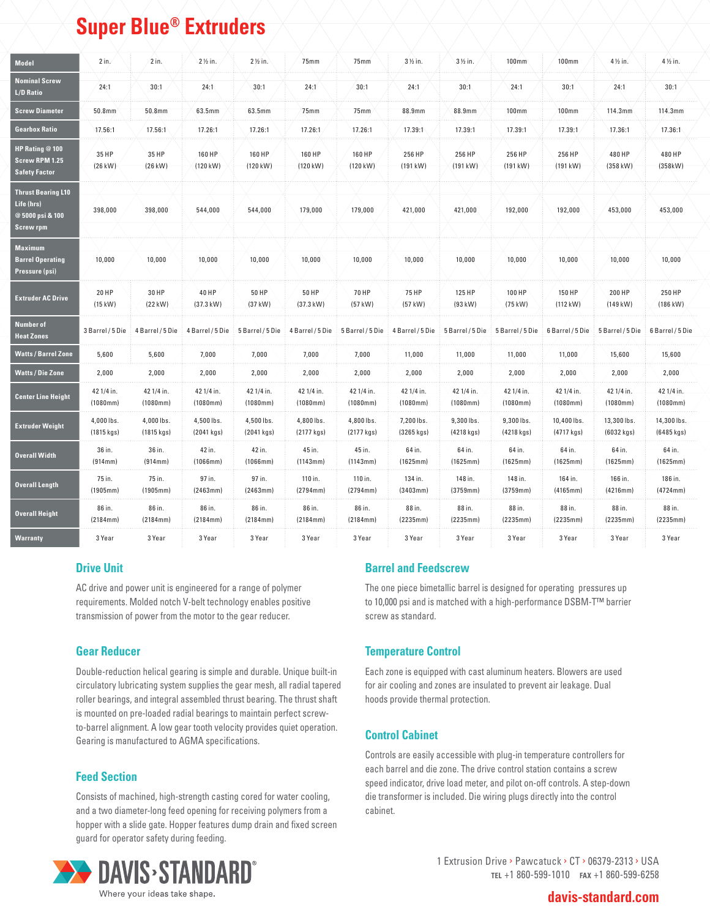# Super Blue® Extruders

| Model | 2 in. | 2 in. | 2 ½ in. | 2 ½ in. | 75mm | 75mm | 3 ½ in. | 3 ½ in. | 100mm | 100mm | 4 ½ in. | 4 ½ in. |
|---|---|---|---|---|---|---|---|---|---|---|---|---|
| Nominal Screw L/D Ratio | 24:1 | 30:1 | 24:1 | 30:1 | 24:1 | 30:1 | 24:1 | 30:1 | 24:1 | 30:1 | 24:1 | 30:1 |
| Screw Diameter | 50.8mm | 50.8mm | 63.5mm | 63.5mm | 75mm | 75mm | 88.9mm | 88.9mm | 100mm | 100mm | 114.3mm | 114.3mm |
| Gearbox Ratio | 17.56:1 | 17.56:1 | 17.26:1 | 17.26:1 | 17.26:1 | 17.26:1 | 17.39:1 | 17.39:1 | 17.39:1 | 17.39:1 | 17.36:1 | 17.36:1 |
| HP Rating @ 100 Screw RPM 1.25 Safety Factor | 35 HP (26 kW) | 35 HP (26 kW) | 160 HP (120 kW) | 160 HP (120 kW) | 160 HP (120 kW) | 160 HP (120 kW) | 256 HP (191 kW) | 256 HP (191 kW) | 256 HP (191 kW) | 256 HP (191 kW) | 480 HP (358 kW) | 480 HP (358kW) |
| Thrust Bearing L10 Life (hrs) @ 5000 psi & 100 Screw rpm | 398,000 | 398,000 | 544,000 | 544,000 | 179,000 | 179,000 | 421,000 | 421,000 | 192,000 | 192,000 | 453,000 | 453,000 |
| Maximum Barrel Operating Pressure (psi) | 10,000 | 10,000 | 10,000 | 10,000 | 10,000 | 10,000 | 10,000 | 10,000 | 10,000 | 10,000 | 10,000 | 10,000 |
| Extruder AC Drive | 20 HP (15 kW) | 30 HP (22 kW) | 40 HP (37.3 kW) | 50 HP (37 kW) | 50 HP (37.3 kW) | 70 HP (57 kW) | 75 HP (57 kW) | 125 HP (93 kW) | 100 HP (75 kW) | 150 HP (112 kW) | 200 HP (149 kW) | 250 HP (186 kW) |
| Number of Heat Zones | 3 Barrel / 5 Die | 4 Barrel / 5 Die | 4 Barrel / 5 Die | 5 Barrel / 5 Die | 4 Barrel / 5 Die | 5 Barrel / 5 Die | 4 Barrel / 5 Die | 5 Barrel / 5 Die | 5 Barrel / 5 Die | 6 Barrel / 5 Die | 5 Barrel / 5 Die | 6 Barrel / 5 Die |
| Watts / Barrel Zone | 5,600 | 5,600 | 7,000 | 7,000 | 7,000 | 7,000 | 11,000 | 11,000 | 11,000 | 11,000 | 15,600 | 15,600 |
| Watts / Die Zone | 2,000 | 2,000 | 2,000 | 2,000 | 2,000 | 2,000 | 2,000 | 2,000 | 2,000 | 2,000 | 2,000 | 2,000 |
| Center Line Height | 42 1/4 in. (1080mm) | 42 1/4 in. (1080mm) | 42 1/4 in. (1080mm) | 42 1/4 in. (1080mm) | 42 1/4 in. (1080mm) | 42 1/4 in. (1080mm) | 42 1/4 in. (1080mm) | 42 1/4 in. (1080mm) | 42 1/4 in. (1080mm) | 42 1/4 in. (1080mm) | 42 1/4 in. (1080mm) | 42 1/4 in. (1080mm) |
| Extruder Weight | 4,000 lbs. (1815 kgs) | 4,000 lbs. (1815 kgs) | 4,500 lbs. (2041 kgs) | 4,500 lbs. (2041 kgs) | 4,800 lbs. (2177 kgs) | 4,800 lbs. (2177 kgs) | 7,200 lbs. (3265 kgs) | 9,300 lbs. (4218 kgs) | 9,300 lbs. (4218 kgs) | 10,400 lbs. (4717 kgs) | 13,300 lbs. (6032 kgs) | 14,300 lbs. (6485 kgs) |
| Overall Width | 36 in. (914mm) | 36 in. (914mm) | 42 in. (1066mm) | 42 in. (1066mm) | 45 in. (1143mm) | 45 in. (1143mm) | 64 in. (1625mm) | 64 in. (1625mm) | 64 in. (1625mm) | 64 in. (1625mm) | 64 in. (1625mm) | 64 in. (1625mm) |
| Overall Length | 75 in. (1905mm) | 75 in. (1905mm) | 97 in. (2463mm) | 97 in. (2463mm) | 110 in. (2794mm) | 110 in. (2794mm) | 134 in. (3403mm) | 148 in. (3759mm) | 148 in. (3759mm) | 164 in. (4165mm) | 166 in. (4216mm) | 186 in. (4724mm) |
| Overall Height | 86 in. (2184mm) | 86 in. (2184mm) | 86 in. (2184mm) | 86 in. (2184mm) | 86 in. (2184mm) | 86 in. (2184mm) | 88 in. (2235mm) | 88 in. (2235mm) | 88 in. (2235mm) | 88 in. (2235mm) | 88 in. (2235mm) | 88 in. (2235mm) |
| Warranty | 3 Year | 3 Year | 3 Year | 3 Year | 3 Year | 3 Year | 3 Year | 3 Year | 3 Year | 3 Year | 3 Year | 3 Year |

## Drive Unit

AC drive and power unit is engineered for a range of polymer requirements. Molded notch V-belt technology enables positive transmission of power from the motor to the gear reducer.

## Gear Reducer

Double-reduction helical gearing is simple and durable. Unique built-in circulatory lubricating system supplies the gear mesh, all radial tapered roller bearings, and integral assembled thrust bearing. The thrust shaft is mounted on pre-loaded radial bearings to maintain perfect screw-to-barrel alignment. A low gear tooth velocity provides quiet operation. Gearing is manufactured to AGMA specifications.

## Feed Section

Consists of machined, high-strength casting cored for water cooling, and a two diameter-long feed opening for receiving polymers from a hopper with a slide gate. Hopper features dump drain and fixed screen guard for operator safety during feeding.

## Barrel and Feedscrew

The one piece bimetallic barrel is designed for operating pressures up to 10,000 psi and is matched with a high-performance DSBM-T™ barrier screw as standard.

## Temperature Control

Each zone is equipped with cast aluminum heaters. Blowers are used for air cooling and zones are insulated to prevent air leakage. Dual hoods provide thermal protection.

## Control Cabinet

Controls are easily accessible with plug-in temperature controllers for each barrel and die zone. The drive control station contains a screw speed indicator, drive load meter, and pilot on-off controls. A step-down die transformer is included. Die wiring plugs directly into the control cabinet.

DAVIS›STANDARD®

Where your ideas take shape.

1 Extrusion Drive › Pawcatuck › CT › 06379-2313 › USA

TEL +1 860-599-1010 FAX +1 860-599-6258

davis-standard.com